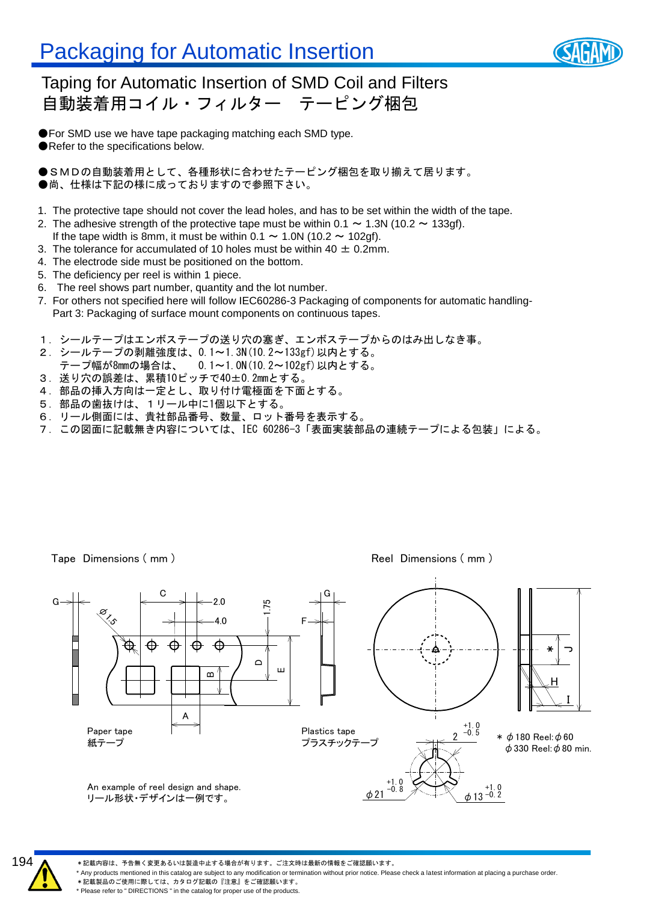# Packaging for Automatic Insertion

## Taping for Automatic Insertion of SMD Coil and Filters
## 自動装着用コイル・フィルター　テーピング梱包

●For SMD use we have tape packaging matching each SMD type.
●Refer to the specifications below.

●ＳＭＤの自動装着用として、各種形状に合わせたテーピング梱包を取り揃えて居ります。
●尚、仕様は下記の様に成っておりますので参照下さい。

1. The protective tape should not cover the lead holes, and has to be set within the width of the tape.
2. The adhesive strength of the protective tape must be within 0.1 ～ 1.3N (10.2 ～ 133gf).
   If the tape width is 8mm, it must be within 0.1 ～ 1.0N (10.2 ～ 102gf).
3. The tolerance for accumulated of 10 holes must be within 40 ± 0.2mm.
4. The electrode side must be positioned on the bottom.
5. The deficiency per reel is within 1 piece.
6. The reel shows part number, quantity and the lot number.
7. For others not specified here will follow IEC60286-3 Packaging of components for automatic handling- Part 3: Packaging of surface mount components on continuous tapes.

１．シールテープはエンボステープの送り穴の塞ぎ、エンボステープからのはみ出しなき事。
２．シールテープの剥離強度は、0.1～1.3N(10.2～133gf) 以内とする。
　　テープ幅が8mmの場合は、　0.1～1.0N(10.2～102gf) 以内とする。
３．送り穴の誤差は、累積10ピッチで40±0.2mmとする。
４．部品の挿入方向は一定とし、取り付け電極面を下面とする。
５．部品の歯抜けは、１リール中に1個以下とする。
６．リール側面には、貴社部品番号、数量、ロット番号を表示する。
７．この図面に記載無き内容については、IEC 60286-3「表面実装部品の連続テープによる包装」による。

Tape Dimensions ( mm )

G
C
2.0
1.75
φ1.5
4.0
D
E
B
A
F
G

Paper tape
紙テープ

Plastics tape
プラスチックテープ

An example of reel design and shape.
リール形状・デザインは一例です。

Reel Dimensions ( mm )

＊
J
H
I

$2^{+1.0}_{-0.5}$

＊ φ180 Reel: φ60
φ330 Reel: φ80 min.

$\phi 21^{+1.0}_{-0.8}$

$\phi 13^{+1.0}_{-0.2}$

＊記載内容は、予告無く変更あるいは製造中止する場合が有ります。ご注文時は最新の情報をご確認願います。
＊Any products mentioned in this catalog are subject to any modification or termination without prior notice. Please check a latest information at placing a purchase order.
＊記載製品のご使用に際しては、カタログ記載の『注意』をご確認願います。
＊Please refer to " DIRECTIONS " in the catalog for proper use of the products.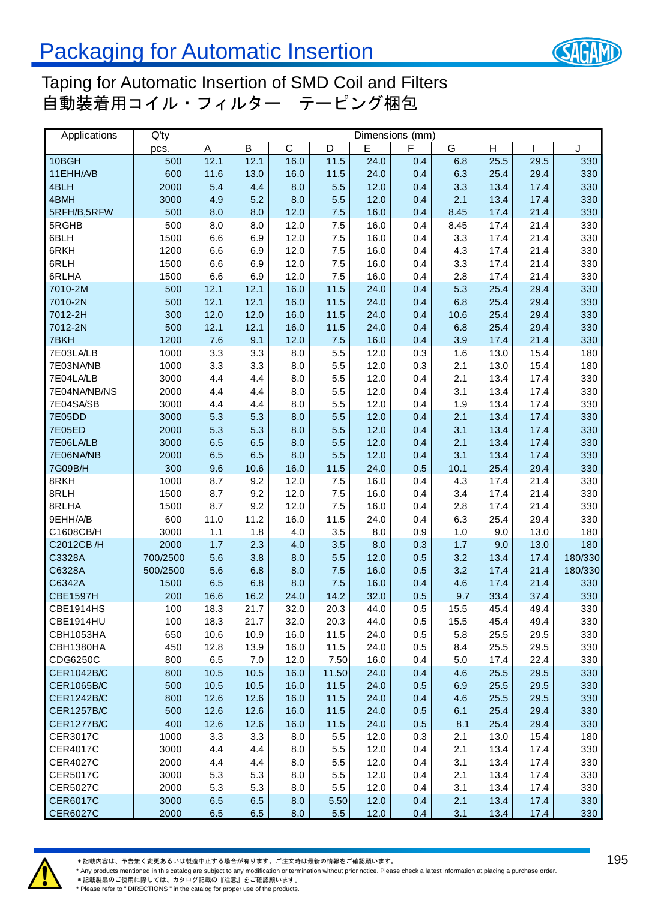# Packaging for Automatic Insertion

## Taping for Automatic Insertion of SMD Coil and Filters
## 自動装着用コイル・フィルター　テーピング梱包

| Applications | Q'ty | Dimensions (mm) | | | | | | | | | |
|---|---|---|---|---|---|---|---|---|---|---|---|
| | pcs. | A | B | C | D | E | F | G | H | I | J |
| 10BGH | 500 | 12.1 | 12.1 | 16.0 | 11.5 | 24.0 | 0.4 | 6.8 | 25.5 | 29.5 | 330 |
| 11EHH/A/B | 600 | 11.6 | 13.0 | 16.0 | 11.5 | 24.0 | 0.4 | 6.3 | 25.4 | 29.4 | 330 |
| 4BLH | 2000 | 5.4 | 4.4 | 8.0 | 5.5 | 12.0 | 0.4 | 3.3 | 13.4 | 17.4 | 330 |
| 4BMH | 3000 | 4.9 | 5.2 | 8.0 | 5.5 | 12.0 | 0.4 | 2.1 | 13.4 | 17.4 | 330 |
| 5RFH/B,5RFW | 500 | 8.0 | 8.0 | 12.0 | 7.5 | 16.0 | 0.4 | 8.45 | 17.4 | 21.4 | 330 |
| 5RGHB | 500 | 8.0 | 8.0 | 12.0 | 7.5 | 16.0 | 0.4 | 8.45 | 17.4 | 21.4 | 330 |
| 6BLH | 1500 | 6.6 | 6.9 | 12.0 | 7.5 | 16.0 | 0.4 | 3.3 | 17.4 | 21.4 | 330 |
| 6RKH | 1200 | 6.6 | 6.9 | 12.0 | 7.5 | 16.0 | 0.4 | 4.3 | 17.4 | 21.4 | 330 |
| 6RLH | 1500 | 6.6 | 6.9 | 12.0 | 7.5 | 16.0 | 0.4 | 3.3 | 17.4 | 21.4 | 330 |
| 6RLHA | 1500 | 6.6 | 6.9 | 12.0 | 7.5 | 16.0 | 0.4 | 2.8 | 17.4 | 21.4 | 330 |
| 7010-2M | 500 | 12.1 | 12.1 | 16.0 | 11.5 | 24.0 | 0.4 | 5.3 | 25.4 | 29.4 | 330 |
| 7010-2N | 500 | 12.1 | 12.1 | 16.0 | 11.5 | 24.0 | 0.4 | 6.8 | 25.4 | 29.4 | 330 |
| 7012-2H | 300 | 12.0 | 12.0 | 16.0 | 11.5 | 24.0 | 0.4 | 10.6 | 25.4 | 29.4 | 330 |
| 7012-2N | 500 | 12.1 | 12.1 | 16.0 | 11.5 | 24.0 | 0.4 | 6.8 | 25.4 | 29.4 | 330 |
| 7BKH | 1200 | 7.6 | 9.1 | 12.0 | 7.5 | 16.0 | 0.4 | 3.9 | 17.4 | 21.4 | 330 |
| 7E03LA/LB | 1000 | 3.3 | 3.3 | 8.0 | 5.5 | 12.0 | 0.3 | 1.6 | 13.0 | 15.4 | 180 |
| 7E03NA/NB | 1000 | 3.3 | 3.3 | 8.0 | 5.5 | 12.0 | 0.3 | 2.1 | 13.0 | 15.4 | 180 |
| 7E04LA/LB | 3000 | 4.4 | 4.4 | 8.0 | 5.5 | 12.0 | 0.4 | 2.1 | 13.4 | 17.4 | 330 |
| 7E04NA/NB/NS | 2000 | 4.4 | 4.4 | 8.0 | 5.5 | 12.0 | 0.4 | 3.1 | 13.4 | 17.4 | 330 |
| 7E04SA/SB | 3000 | 4.4 | 4.4 | 8.0 | 5.5 | 12.0 | 0.4 | 1.9 | 13.4 | 17.4 | 330 |
| 7E05DD | 3000 | 5.3 | 5.3 | 8.0 | 5.5 | 12.0 | 0.4 | 2.1 | 13.4 | 17.4 | 330 |
| 7E05ED | 2000 | 5.3 | 5.3 | 8.0 | 5.5 | 12.0 | 0.4 | 3.1 | 13.4 | 17.4 | 330 |
| 7E06LA/LB | 3000 | 6.5 | 6.5 | 8.0 | 5.5 | 12.0 | 0.4 | 2.1 | 13.4 | 17.4 | 330 |
| 7E06NA/NB | 2000 | 6.5 | 6.5 | 8.0 | 5.5 | 12.0 | 0.4 | 3.1 | 13.4 | 17.4 | 330 |
| 7G09B/H | 300 | 9.6 | 10.6 | 16.0 | 11.5 | 24.0 | 0.5 | 10.1 | 25.4 | 29.4 | 330 |
| 8RKH | 1000 | 8.7 | 9.2 | 12.0 | 7.5 | 16.0 | 0.4 | 4.3 | 17.4 | 21.4 | 330 |
| 8RLH | 1500 | 8.7 | 9.2 | 12.0 | 7.5 | 16.0 | 0.4 | 3.4 | 17.4 | 21.4 | 330 |
| 8RLHA | 1500 | 8.7 | 9.2 | 12.0 | 7.5 | 16.0 | 0.4 | 2.8 | 17.4 | 21.4 | 330 |
| 9EHH/A/B | 600 | 11.0 | 11.2 | 16.0 | 11.5 | 24.0 | 0.4 | 6.3 | 25.4 | 29.4 | 330 |
| C1608CB/H | 3000 | 1.1 | 1.8 | 4.0 | 3.5 | 8.0 | 0.9 | 1.0 | 9.0 | 13.0 | 180 |
| C2012CB /H | 2000 | 1.7 | 2.3 | 4.0 | 3.5 | 8.0 | 0.3 | 1.7 | 9.0 | 13.0 | 180 |
| C3328A | 700/2500 | 5.6 | 3.8 | 8.0 | 5.5 | 12.0 | 0.5 | 3.2 | 13.4 | 17.4 | 180/330 |
| C6328A | 500/2500 | 5.6 | 6.8 | 8.0 | 7.5 | 16.0 | 0.5 | 3.2 | 17.4 | 21.4 | 180/330 |
| C6342A | 1500 | 6.5 | 6.8 | 8.0 | 7.5 | 16.0 | 0.4 | 4.6 | 17.4 | 21.4 | 330 |
| CBE1597H | 200 | 16.6 | 16.2 | 24.0 | 14.2 | 32.0 | 0.5 | 9.7 | 33.4 | 37.4 | 330 |
| CBE1914HS | 100 | 18.3 | 21.7 | 32.0 | 20.3 | 44.0 | 0.5 | 15.5 | 45.4 | 49.4 | 330 |
| CBE1914HU | 100 | 18.3 | 21.7 | 32.0 | 20.3 | 44.0 | 0.5 | 15.5 | 45.4 | 49.4 | 330 |
| CBH1053HA | 650 | 10.6 | 10.9 | 16.0 | 11.5 | 24.0 | 0.5 | 5.8 | 25.5 | 29.5 | 330 |
| CBH1380HA | 450 | 12.8 | 13.9 | 16.0 | 11.5 | 24.0 | 0.5 | 8.4 | 25.5 | 29.5 | 330 |
| CDG6250C | 800 | 6.5 | 7.0 | 12.0 | 7.50 | 16.0 | 0.4 | 5.0 | 17.4 | 22.4 | 330 |
| CER1042B/C | 800 | 10.5 | 10.5 | 16.0 | 11.50 | 24.0 | 0.4 | 4.6 | 25.5 | 29.5 | 330 |
| CER1065B/C | 500 | 10.5 | 10.5 | 16.0 | 11.5 | 24.0 | 0.5 | 6.9 | 25.5 | 29.5 | 330 |
| CER1242B/C | 800 | 12.6 | 12.6 | 16.0 | 11.5 | 24.0 | 0.4 | 4.6 | 25.5 | 29.5 | 330 |
| CER1257B/C | 500 | 12.6 | 12.6 | 16.0 | 11.5 | 24.0 | 0.5 | 6.1 | 25.4 | 29.4 | 330 |
| CER1277B/C | 400 | 12.6 | 12.6 | 16.0 | 11.5 | 24.0 | 0.5 | 8.1 | 25.4 | 29.4 | 330 |
| CER3017C | 1000 | 3.3 | 3.3 | 8.0 | 5.5 | 12.0 | 0.3 | 2.1 | 13.0 | 15.4 | 180 |
| CER4017C | 3000 | 4.4 | 4.4 | 8.0 | 5.5 | 12.0 | 0.4 | 2.1 | 13.4 | 17.4 | 330 |
| CER4027C | 2000 | 4.4 | 4.4 | 8.0 | 5.5 | 12.0 | 0.4 | 3.1 | 13.4 | 17.4 | 330 |
| CER5017C | 3000 | 5.3 | 5.3 | 8.0 | 5.5 | 12.0 | 0.4 | 2.1 | 13.4 | 17.4 | 330 |
| CER5027C | 2000 | 5.3 | 5.3 | 8.0 | 5.5 | 12.0 | 0.4 | 3.1 | 13.4 | 17.4 | 330 |
| CER6017C | 3000 | 6.5 | 6.5 | 8.0 | 5.50 | 12.0 | 0.4 | 2.1 | 13.4 | 17.4 | 330 |
| CER6027C | 2000 | 6.5 | 6.5 | 8.0 | 5.5 | 12.0 | 0.4 | 3.1 | 13.4 | 17.4 | 330 |

＊記載内容は、予告無く変更あるいは製造中止する場合が有ります。ご注文時は最新の情報をご確認願います。
* Any products mentioned in this catalog are subject to any modification or termination without prior notice. Please check a latest information at placing a purchase order.
＊記載製品のご使用に際しては、カタログ記載の『注意』をご確認願います。
* Please refer to " DIRECTIONS " in the catalog for proper use of the products.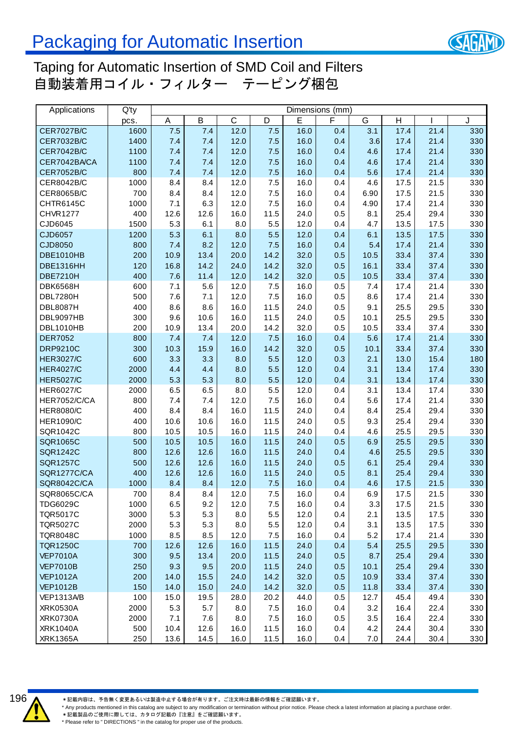# Packaging for Automatic Insertion

## Taping for Automatic Insertion of SMD Coil and Filters
## 自動装着用コイル・フィルター　テーピング梱包

| Applications | Q'ty | Dimensions (mm) | | | | | | | | | |
|---|---|---|---|---|---|---|---|---|---|---|---|
| | pcs. | A | B | C | D | E | F | G | H | I | J |
| CER7027B/C | 1600 | 7.5 | 7.4 | 12.0 | 7.5 | 16.0 | 0.4 | 3.1 | 17.4 | 21.4 | 330 |
| CER7032B/C | 1400 | 7.4 | 7.4 | 12.0 | 7.5 | 16.0 | 0.4 | 3.6 | 17.4 | 21.4 | 330 |
| CER7042B/C | 1100 | 7.4 | 7.4 | 12.0 | 7.5 | 16.0 | 0.4 | 4.6 | 17.4 | 21.4 | 330 |
| CER7042BA/CA | 1100 | 7.4 | 7.4 | 12.0 | 7.5 | 16.0 | 0.4 | 4.6 | 17.4 | 21.4 | 330 |
| CER7052B/C | 800 | 7.4 | 7.4 | 12.0 | 7.5 | 16.0 | 0.4 | 5.6 | 17.4 | 21.4 | 330 |
| CER8042B/C | 1000 | 8.4 | 8.4 | 12.0 | 7.5 | 16.0 | 0.4 | 4.6 | 17.5 | 21.5 | 330 |
| CER8065B/C | 700 | 8.4 | 8.4 | 12.0 | 7.5 | 16.0 | 0.4 | 6.90 | 17.5 | 21.5 | 330 |
| CHTR6145C | 1000 | 7.1 | 6.3 | 12.0 | 7.5 | 16.0 | 0.4 | 4.90 | 17.4 | 21.4 | 330 |
| CHVR1277 | 400 | 12.6 | 12.6 | 16.0 | 11.5 | 24.0 | 0.5 | 8.1 | 25.4 | 29.4 | 330 |
| CJD6045 | 1500 | 5.3 | 6.1 | 8.0 | 5.5 | 12.0 | 0.4 | 4.7 | 13.5 | 17.5 | 330 |
| CJD6057 | 1200 | 5.3 | 6.1 | 8.0 | 5.5 | 12.0 | 0.4 | 6.1 | 13.5 | 17.5 | 330 |
| CJD8050 | 800 | 7.4 | 8.2 | 12.0 | 7.5 | 16.0 | 0.4 | 5.4 | 17.4 | 21.4 | 330 |
| DBE1010HB | 200 | 10.9 | 13.4 | 20.0 | 14.2 | 32.0 | 0.5 | 10.5 | 33.4 | 37.4 | 330 |
| DBE1316HH | 120 | 16.8 | 14.2 | 24.0 | 14.2 | 32.0 | 0.5 | 16.1 | 33.4 | 37.4 | 330 |
| DBE7210H | 400 | 7.6 | 11.4 | 12.0 | 14.2 | 32.0 | 0.5 | 10.5 | 33.4 | 37.4 | 330 |
| DBK6568H | 600 | 7.1 | 5.6 | 12.0 | 7.5 | 16.0 | 0.5 | 7.4 | 17.4 | 21.4 | 330 |
| DBL7280H | 500 | 7.6 | 7.1 | 12.0 | 7.5 | 16.0 | 0.5 | 8.6 | 17.4 | 21.4 | 330 |
| DBL8087H | 400 | 8.6 | 8.6 | 16.0 | 11.5 | 24.0 | 0.5 | 9.1 | 25.5 | 29.5 | 330 |
| DBL9097HB | 300 | 9.6 | 10.6 | 16.0 | 11.5 | 24.0 | 0.5 | 10.1 | 25.5 | 29.5 | 330 |
| DBL1010HB | 200 | 10.9 | 13.4 | 20.0 | 14.2 | 32.0 | 0.5 | 10.5 | 33.4 | 37.4 | 330 |
| DER7052 | 800 | 7.4 | 7.4 | 12.0 | 7.5 | 16.0 | 0.4 | 5.6 | 17.4 | 21.4 | 330 |
| DRP9210C | 300 | 10.3 | 15.9 | 16.0 | 14.2 | 32.0 | 0.5 | 10.1 | 33.4 | 37.4 | 330 |
| HER3027/C | 600 | 3.3 | 3.3 | 8.0 | 5.5 | 12.0 | 0.3 | 2.1 | 13.0 | 15.4 | 180 |
| HER4027/C | 2000 | 4.4 | 4.4 | 8.0 | 5.5 | 12.0 | 0.4 | 3.1 | 13.4 | 17.4 | 330 |
| HER5027/C | 2000 | 5.3 | 5.3 | 8.0 | 5.5 | 12.0 | 0.4 | 3.1 | 13.4 | 17.4 | 330 |
| HER6027/C | 2000 | 6.5 | 6.5 | 8.0 | 5.5 | 12.0 | 0.4 | 3.1 | 13.4 | 17.4 | 330 |
| HER7052/C/CA | 800 | 7.4 | 7.4 | 12.0 | 7.5 | 16.0 | 0.4 | 5.6 | 17.4 | 21.4 | 330 |
| HER8080/C | 400 | 8.4 | 8.4 | 16.0 | 11.5 | 24.0 | 0.4 | 8.4 | 25.4 | 29.4 | 330 |
| HER1090/C | 400 | 10.6 | 10.6 | 16.0 | 11.5 | 24.0 | 0.5 | 9.3 | 25.4 | 29.4 | 330 |
| SQR1042C | 800 | 10.5 | 10.5 | 16.0 | 11.5 | 24.0 | 0.4 | 4.6 | 25.5 | 29.5 | 330 |
| SQR1065C | 500 | 10.5 | 10.5 | 16.0 | 11.5 | 24.0 | 0.5 | 6.9 | 25.5 | 29.5 | 330 |
| SQR1242C | 800 | 12.6 | 12.6 | 16.0 | 11.5 | 24.0 | 0.4 | 4.6 | 25.5 | 29.5 | 330 |
| SQR1257C | 500 | 12.6 | 12.6 | 16.0 | 11.5 | 24.0 | 0.5 | 6.1 | 25.4 | 29.4 | 330 |
| SQR1277C/CA | 400 | 12.6 | 12.6 | 16.0 | 11.5 | 24.0 | 0.5 | 8.1 | 25.4 | 29.4 | 330 |
| SQR8042C/CA | 1000 | 8.4 | 8.4 | 12.0 | 7.5 | 16.0 | 0.4 | 4.6 | 17.5 | 21.5 | 330 |
| SQR8065C/CA | 700 | 8.4 | 8.4 | 12.0 | 7.5 | 16.0 | 0.4 | 6.9 | 17.5 | 21.5 | 330 |
| TDG6029C | 1000 | 6.5 | 9.2 | 12.0 | 7.5 | 16.0 | 0.4 | 3.3 | 17.5 | 21.5 | 330 |
| TQR5017C | 3000 | 5.3 | 5.3 | 8.0 | 5.5 | 12.0 | 0.4 | 2.1 | 13.5 | 17.5 | 330 |
| TQR5027C | 2000 | 5.3 | 5.3 | 8.0 | 5.5 | 12.0 | 0.4 | 3.1 | 13.5 | 17.5 | 330 |
| TQR8048C | 1000 | 8.5 | 8.5 | 12.0 | 7.5 | 16.0 | 0.4 | 5.2 | 17.4 | 21.4 | 330 |
| TQR1250C | 700 | 12.6 | 12.6 | 16.0 | 11.5 | 24.0 | 0.4 | 5.4 | 25.5 | 29.5 | 330 |
| VEP7010A | 300 | 9.5 | 13.4 | 20.0 | 11.5 | 24.0 | 0.5 | 8.7 | 25.4 | 29.4 | 330 |
| VEP7010B | 250 | 9.3 | 9.5 | 20.0 | 11.5 | 24.0 | 0.5 | 10.1 | 25.4 | 29.4 | 330 |
| VEP1012A | 200 | 14.0 | 15.5 | 24.0 | 14.2 | 32.0 | 0.5 | 10.9 | 33.4 | 37.4 | 330 |
| VEP1012B | 150 | 14.0 | 15.0 | 24.0 | 14.2 | 32.0 | 0.5 | 11.8 | 33.4 | 37.4 | 330 |
| VEP1313A/B | 100 | 15.0 | 19.5 | 28.0 | 20.2 | 44.0 | 0.5 | 12.7 | 45.4 | 49.4 | 330 |
| XRK0530A | 2000 | 5.3 | 5.7 | 8.0 | 7.5 | 16.0 | 0.4 | 3.2 | 16.4 | 22.4 | 330 |
| XRK0730A | 2000 | 7.1 | 7.6 | 8.0 | 7.5 | 16.0 | 0.5 | 3.5 | 16.4 | 22.4 | 330 |
| XRK1040A | 500 | 10.4 | 12.6 | 16.0 | 11.5 | 16.0 | 0.4 | 4.2 | 24.4 | 30.4 | 330 |
| XRK1365A | 250 | 13.6 | 14.5 | 16.0 | 11.5 | 16.0 | 0.4 | 7.0 | 24.4 | 30.4 | 330 |

＊記載内容は、予告無く変更あるいは製造中止する場合が有ります。ご注文時は最新の情報をご確認願います。
* Any products mentioned in this catalog are subject to any modification or termination without prior notice. Please check a latest information at placing a purchase order.
＊記載製品のご使用に際しては、カタログ記載の『注意』をご確認願います。
* Please refer to " DIRECTIONS " in the catalog for proper use of the products.